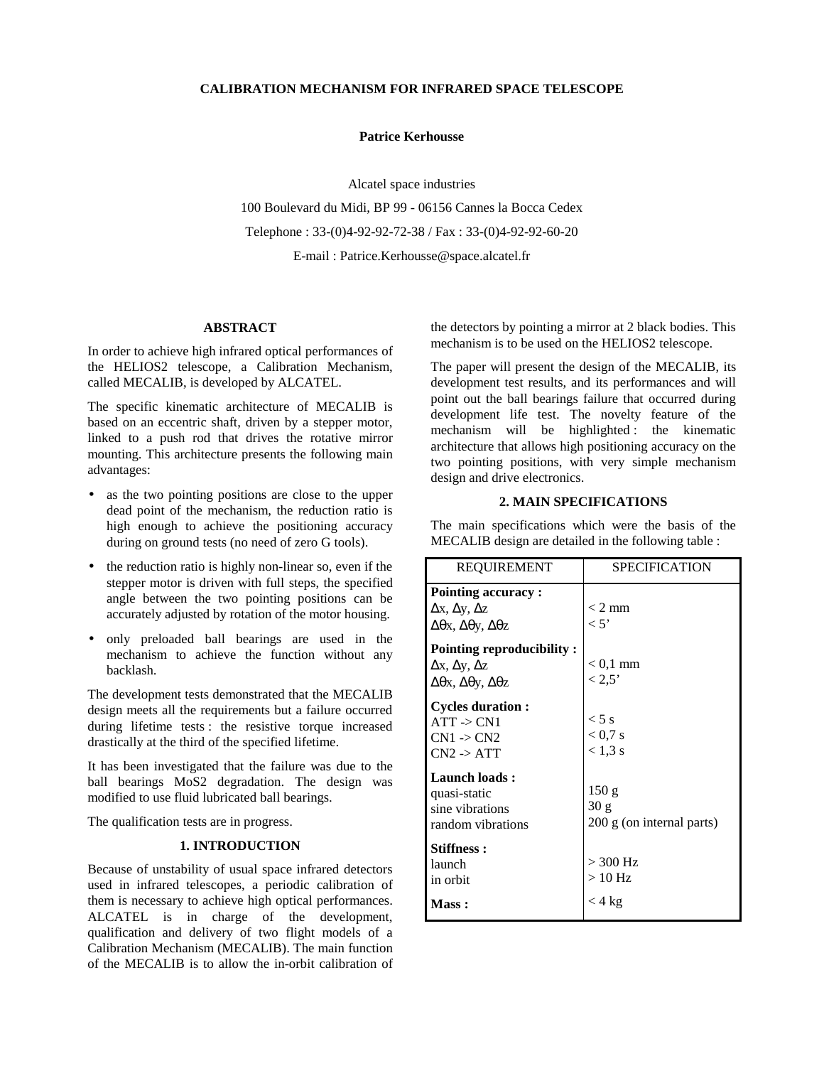# CALIBRATION MECHANISM FOR INFRARED SPACE TELESCOPE

**Patrice Kerhousse**

Alcatel space industries

100 Boulevard du Midi, BP 99 - 06156 Cannes la Bocca Cedex

Telephone : 33-(0)4-92-92-72-38 / Fax : 33-(0)4-92-92-60-20

E-mail : Patrice.Kerhousse@space.alcatel.fr

## ABSTRACT

In order to achieve high infrared optical performances of the HELIOS2 telescope, a Calibration Mechanism, called MECALIB, is developed by ALCATEL.

The specific kinematic architecture of MECALIB is based on an eccentric shaft, driven by a stepper motor, linked to a push rod that drives the rotative mirror mounting. This architecture presents the following main advantages:

- as the two pointing positions are close to the upper dead point of the mechanism, the reduction ratio is high enough to achieve the positioning accuracy during on ground tests (no need of zero G tools).
- the reduction ratio is highly non-linear so, even if the stepper motor is driven with full steps, the specified angle between the two pointing positions can be accurately adjusted by rotation of the motor housing.
- only preloaded ball bearings are used in the mechanism to achieve the function without any backlash.

The development tests demonstrated that the MECALIB design meets all the requirements but a failure occurred during lifetime tests : the resistive torque increased drastically at the third of the specified lifetime.

It has been investigated that the failure was due to the ball bearings $MoS_2$ degradation. The design was modified to use fluid lubricated ball bearings.

The qualification tests are in progress.

## 1. INTRODUCTION

Because of unstability of usual space infrared detectors used in infrared telescopes, a periodic calibration of them is necessary to achieve high optical performances. ALCATEL is in charge of the development, qualification and delivery of two flight models of a Calibration Mechanism (MECALIB). The main function of the MECALIB is to allow the in-orbit calibration of the detectors by pointing a mirror at 2 black bodies. This mechanism is to be used on the HELIOS2 telescope.

The paper will present the design of the MECALIB, its development test results, and its performances and will point out the ball bearings failure that occurred during development life test. The novelty feature of the mechanism will be highlighted : the kinematic architecture that allows high positioning accuracy on the two pointing positions, with very simple mechanism design and drive electronics.

## 2. MAIN SPECIFICATIONS

The main specifications which were the basis of the MECALIB design are detailed in the following table :

| REQUIREMENT | SPECIFICATION |
|---|---|
| **Pointing accuracy :** | |
| $\Delta x$, $\Delta y$, $\Delta z$ | < 2 mm |
| $\Delta\theta x$, $\Delta\theta y$, $\Delta\theta z$ | < 5' |
| **Pointing reproducibility :** | |
| $\Delta x$, $\Delta y$, $\Delta z$ | < 0,1 mm |
| $\Delta\theta x$, $\Delta\theta y$, $\Delta\theta z$ | < 2,5' |
| **Cycles duration :** | |
| ATT -> CN1 | < 5 s |
| CN1 -> CN2 | < 0,7 s |
| CN2 -> ATT | < 1,3 s |
| **Launch loads :** | |
| quasi-static | 150 g |
| sine vibrations | 30 g |
| random vibrations | 200 g (on internal parts) |
| **Stiffness :** | |
| launch | > 300 Hz |
| in orbit | > 10 Hz |
| **Mass :** | < 4 kg |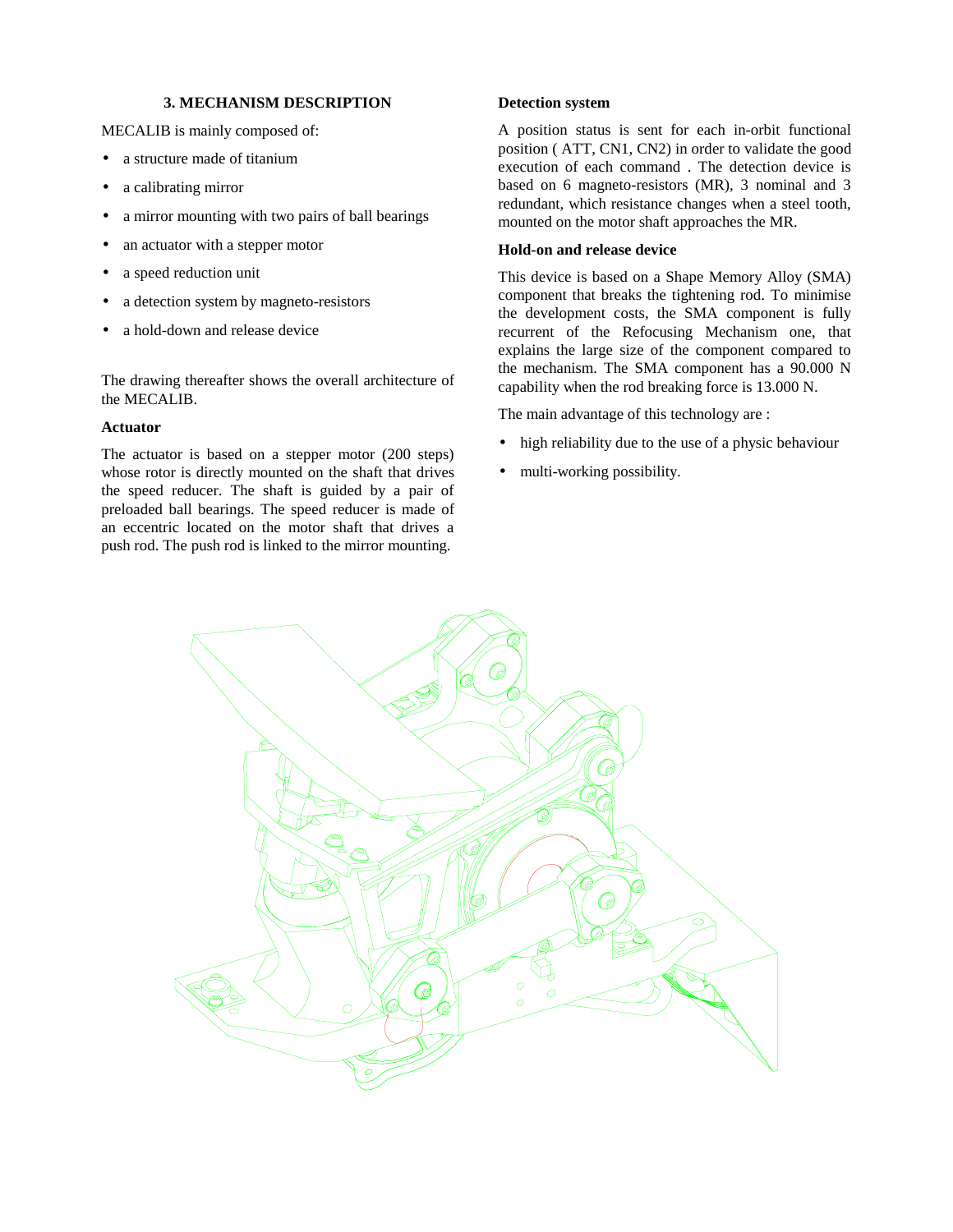## 3. MECHANISM DESCRIPTION

MECALIB is mainly composed of:

- a structure made of titanium
- a calibrating mirror
- a mirror mounting with two pairs of ball bearings
- an actuator with a stepper motor
- a speed reduction unit
- a detection system by magneto-resistors
- a hold-down and release device

The drawing thereafter shows the overall architecture of the MECALIB.

### Actuator

The actuator is based on a stepper motor (200 steps) whose rotor is directly mounted on the shaft that drives the speed reducer. The shaft is guided by a pair of preloaded ball bearings. The speed reducer is made of an eccentric located on the motor shaft that drives a push rod. The push rod is linked to the mirror mounting.

### Detection system

A position status is sent for each in-orbit functional position ( ATT, CN1, CN2) in order to validate the good execution of each command . The detection device is based on 6 magneto-resistors (MR), 3 nominal and 3 redundant, which resistance changes when a steel tooth, mounted on the motor shaft approaches the MR.

### Hold-on and release device

This device is based on a Shape Memory Alloy (SMA) component that breaks the tightening rod. To minimise the development costs, the SMA component is fully recurrent of the Refocusing Mechanism one, that explains the large size of the component compared to the mechanism. The SMA component has a 90.000 N capability when the rod breaking force is 13.000 N.

The main advantage of this technology are :

- high reliability due to the use of a physic behaviour
- multi-working possibility.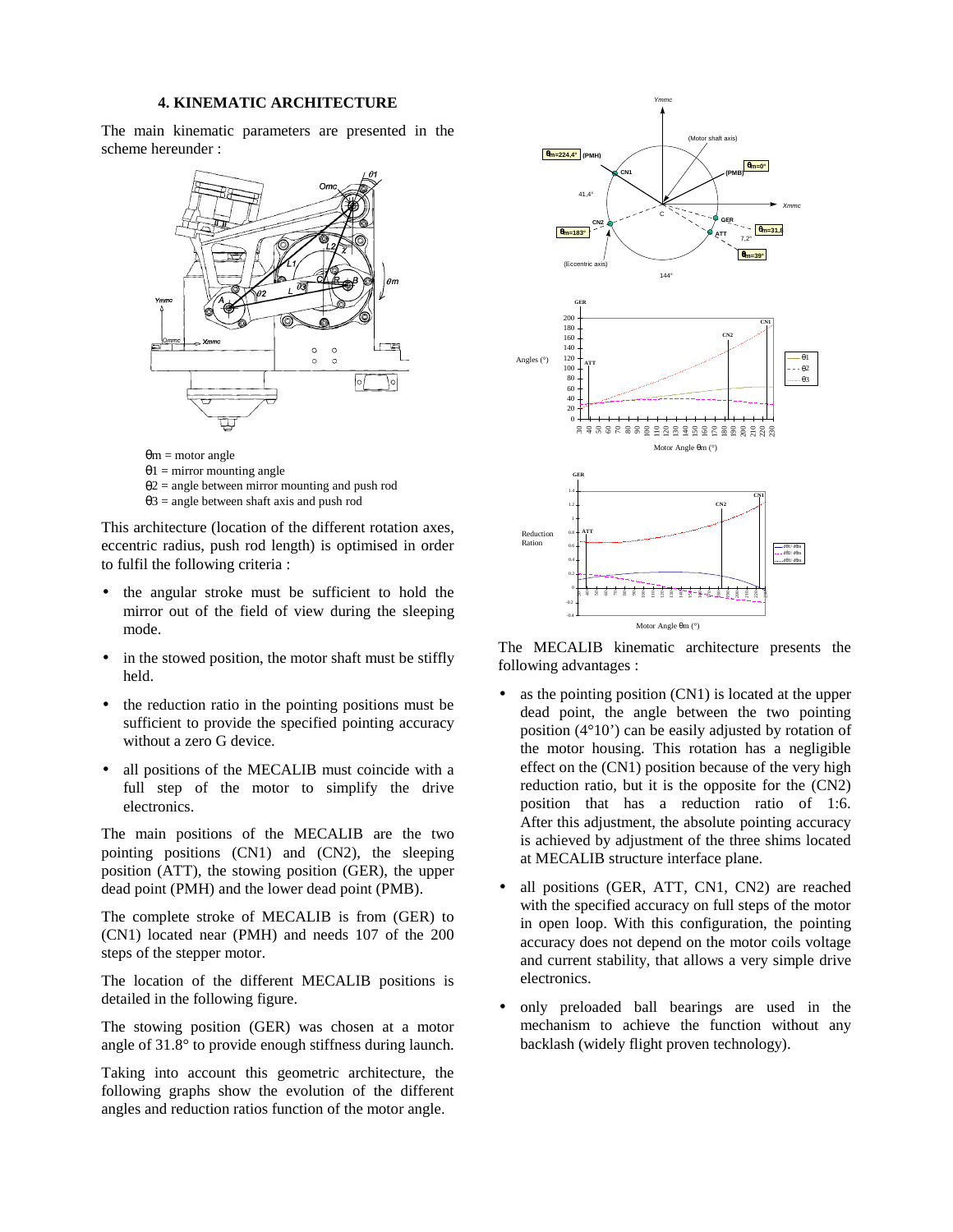## 4. KINEMATIC ARCHITECTURE

The main kinematic parameters are presented in the scheme hereunder :

$\theta m$ = motor angle
$\theta 1$ = mirror mounting angle
$\theta 2$ = angle between mirror mounting and push rod
$\theta 3$ = angle between shaft axis and push rod

This architecture (location of the different rotation axes, eccentric radius, push rod length) is optimised in order to fulfil the following criteria :

- the angular stroke must be sufficient to hold the mirror out of the field of view during the sleeping mode.
- in the stowed position, the motor shaft must be stiffly held.
- the reduction ratio in the pointing positions must be sufficient to provide the specified pointing accuracy without a zero G device.
- all positions of the MECALIB must coincide with a full step of the motor to simplify the drive electronics.

The main positions of the MECALIB are the two pointing positions (CN1) and (CN2), the sleeping position (ATT), the stowing position (GER), the upper dead point (PMH) and the lower dead point (PMB).

The complete stroke of MECALIB is from (GER) to (CN1) located near (PMH) and needs 107 of the 200 steps of the stepper motor.

The location of the different MECALIB positions is detailed in the following figure.

The stowing position (GER) was chosen at a motor angle of 31.8° to provide enough stiffness during launch.

Taking into account this geometric architecture, the following graphs show the evolution of the different angles and reduction ratios function of the motor angle.

The MECALIB kinematic architecture presents the following advantages :

- as the pointing position (CN1) is located at the upper dead point, the angle between the two pointing position (4°10') can be easily adjusted by rotation of the motor housing. This rotation has a negligible effect on the (CN1) position because of the very high reduction ratio, but it is the opposite for the (CN2) position that has a reduction ratio of 1:6. After this adjustment, the absolute pointing accuracy is achieved by adjustment of the three shims located at MECALIB structure interface plane.
- all positions (GER, ATT, CN1, CN2) are reached with the specified accuracy on full steps of the motor in open loop. With this configuration, the pointing accuracy does not depend on the motor coils voltage and current stability, that allows a very simple drive electronics.
- only preloaded ball bearings are used in the mechanism to achieve the function without any backlash (widely flight proven technology).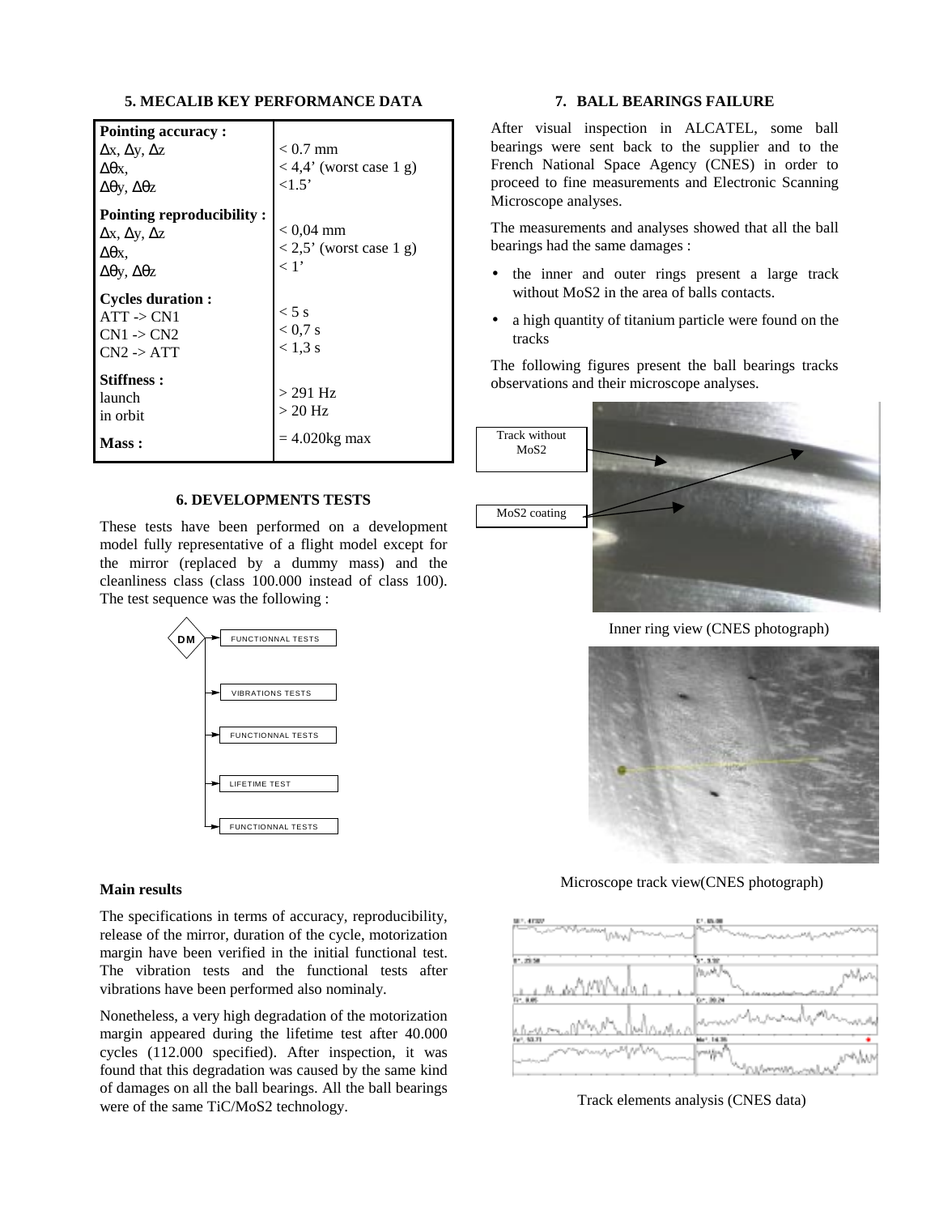## 5. MECALIB KEY PERFORMANCE DATA

| | |
|---|---|
| **Pointing accuracy :** | |
| Δx, Δy, Δz | < 0.7 mm |
| Δθx, | < 4,4' (worst case 1 g) |
| Δθy, Δθz | <1.5' |
| **Pointing reproducibility :** | |
| Δx, Δy, Δz | < 0,04 mm |
| Δθx, | < 2,5' (worst case 1 g) |
| Δθy, Δθz | < 1' |
| **Cycles duration :** | |
| ATT -> CN1 | < 5 s |
| CN1 -> CN2 | < 0,7 s |
| CN2 -> ATT | < 1,3 s |
| **Stiffness :** | |
| launch | > 291 Hz |
| in orbit | > 20 Hz |
| **Mass :** | = 4.020kg max |

## 6. DEVELOPMENTS TESTS

These tests have been performed on a development model fully representative of a flight model except for the mirror (replaced by a dummy mass) and the cleanliness class (class 100.000 instead of class 100). The test sequence was the following :

DM → FUNCTIONNAL TESTS → VIBRATIONS TESTS → FUNCTIONNAL TESTS → LIFETIME TEST → FUNCTIONNAL TESTS

### Main results

The specifications in terms of accuracy, reproducibility, release of the mirror, duration of the cycle, motorization margin have been verified in the initial functional test. The vibration tests and the functional tests after vibrations have been performed also nominaly.

Nonetheless, a very high degradation of the motorization margin appeared during the lifetime test after 40.000 cycles (112.000 specified). After inspection, it was found that this degradation was caused by the same kind of damages on all the ball bearings. All the ball bearings were of the same TiC/$MoS_2$ technology.

## 7. BALL BEARINGS FAILURE

After visual inspection in ALCATEL, some ball bearings were sent back to the supplier and to the French National Space Agency (CNES) in order to proceed to fine measurements and Electronic Scanning Microscope analyses.

The measurements and analyses showed that all the ball bearings had the same damages :

- the inner and outer rings present a large track without $MoS_2$ in the area of balls contacts.
- a high quantity of titanium particle were found on the tracks

The following figures present the ball bearings tracks observations and their microscope analyses.

Track without MoS2

MoS2 coating

Inner ring view (CNES photograph)

Microscope track view(CNES photograph)

Track elements analysis (CNES data)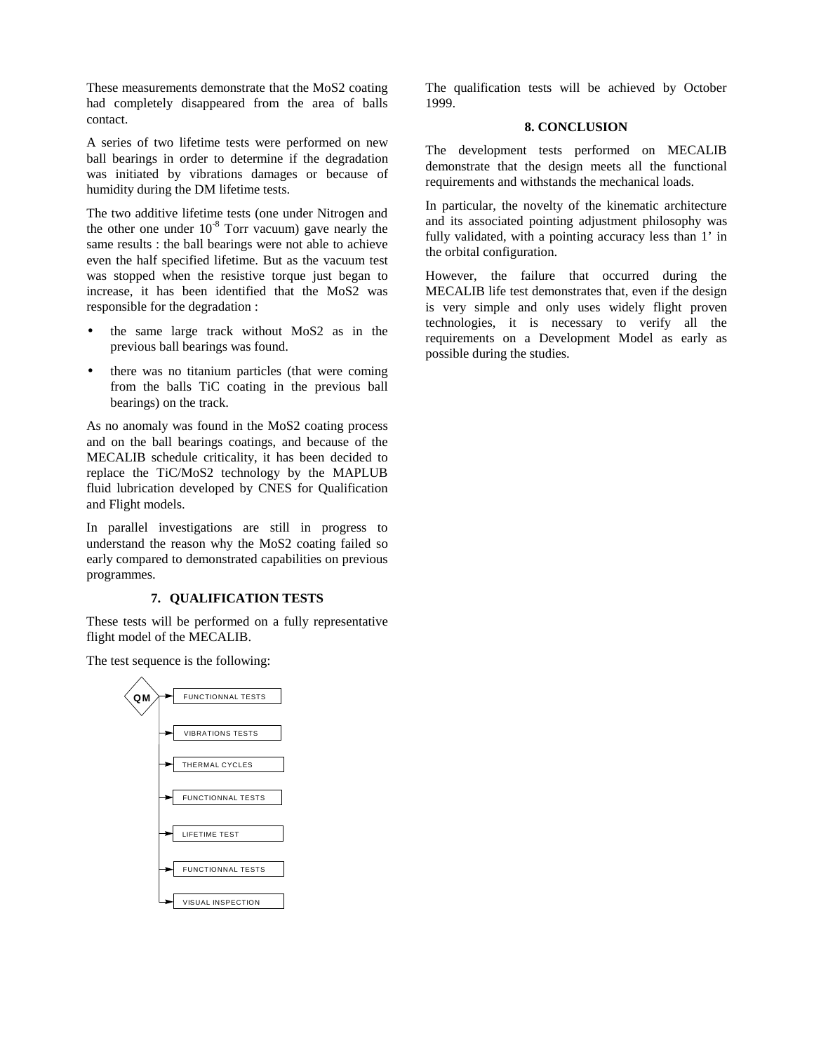These measurements demonstrate that the MoS2 coating had completely disappeared from the area of balls contact.

A series of two lifetime tests were performed on new ball bearings in order to determine if the degradation was initiated by vibrations damages or because of humidity during the DM lifetime tests.

The two additive lifetime tests (one under Nitrogen and the other one under $10^{-8}$ Torr vacuum) gave nearly the same results : the ball bearings were not able to achieve even the half specified lifetime. But as the vacuum test was stopped when the resistive torque just began to increase, it has been identified that the MoS2 was responsible for the degradation :

- the same large track without MoS2 as in the previous ball bearings was found.
- there was no titanium particles (that were coming from the balls TiC coating in the previous ball bearings) on the track.

As no anomaly was found in the MoS2 coating process and on the ball bearings coatings, and because of the MECALIB schedule criticality, it has been decided to replace the TiC/MoS2 technology by the MAPLUB fluid lubrication developed by CNES for Qualification and Flight models.

In parallel investigations are still in progress to understand the reason why the MoS2 coating failed so early compared to demonstrated capabilities on previous programmes.

## 7. QUALIFICATION TESTS

These tests will be performed on a fully representative flight model of the MECALIB.

The test sequence is the following:

QM

FUNCTIONNAL TESTS

VIBRATIONS TESTS

THERMAL CYCLES

FUNCTIONNAL TESTS

LIFETIME TEST

FUNCTIONNAL TESTS

VISUAL INSPECTION

The qualification tests will be achieved by October 1999.

## 8. CONCLUSION

The development tests performed on MECALIB demonstrate that the design meets all the functional requirements and withstands the mechanical loads.

In particular, the novelty of the kinematic architecture and its associated pointing adjustment philosophy was fully validated, with a pointing accuracy less than 1' in the orbital configuration.

However, the failure that occurred during the MECALIB life test demonstrates that, even if the design is very simple and only uses widely flight proven technologies, it is necessary to verify all the requirements on a Development Model as early as possible during the studies.